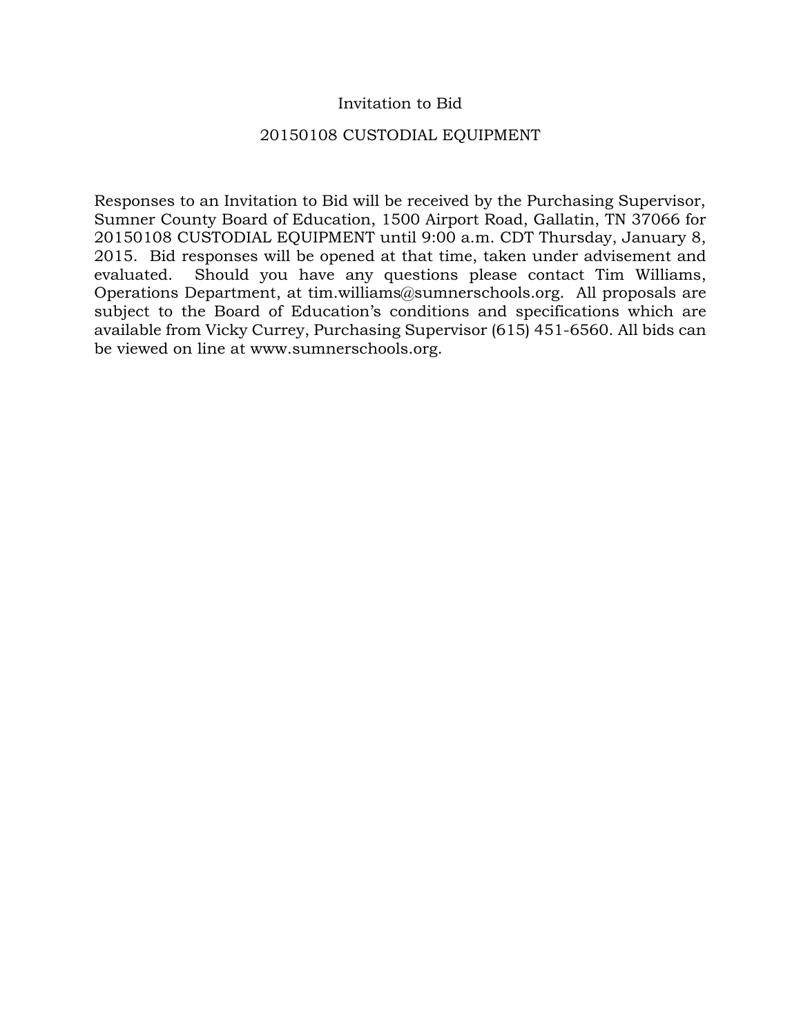# Invitation to Bid

## 20150108 CUSTODIAL EQUIPMENT

Responses to an Invitation to Bid will be received by the Purchasing Supervisor, Sumner County Board of Education, 1500 Airport Road, Gallatin, TN 37066 for 20150108 CUSTODIAL EQUIPMENT until 9:00 a.m. CDT Thursday, January 8, 2015. Bid responses will be opened at that time, taken under advisement and evaluated. Should you have any questions please contact Tim Williams, Operations Department, at tim.williams@sumnerschools.org. All proposals are subject to the Board of Education's conditions and specifications which are available from Vicky Currey, Purchasing Supervisor (615) 451-6560. All bids can be viewed on line at www.sumnerschools.org.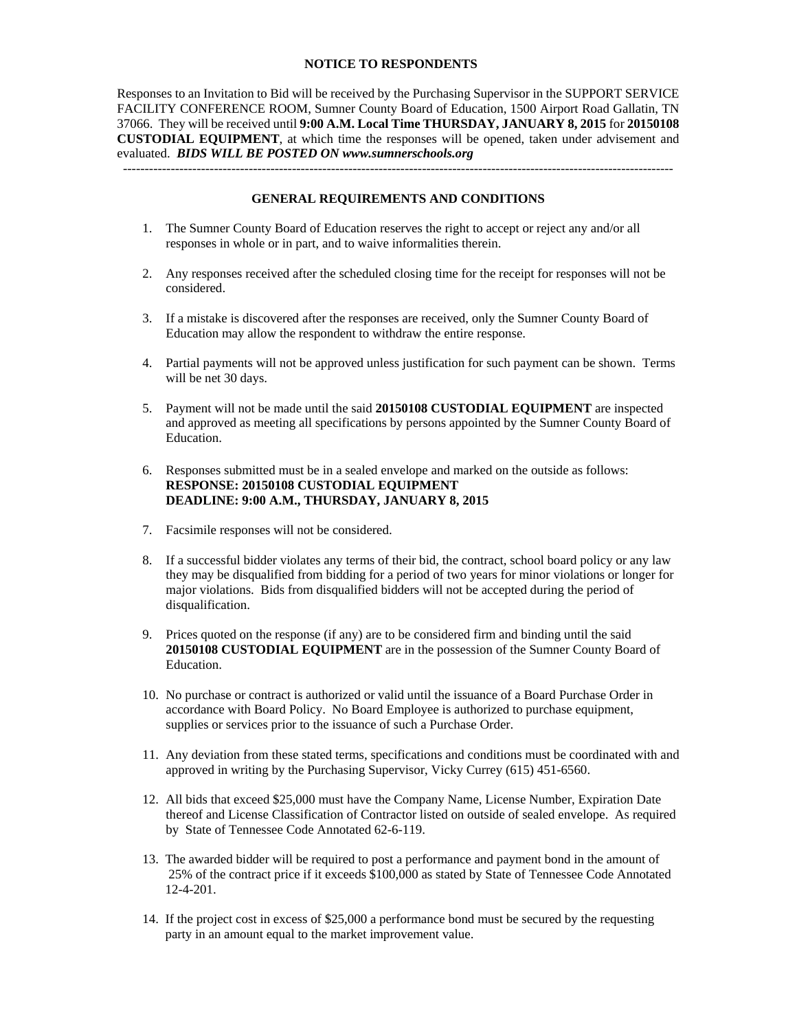## NOTICE TO RESPONDENTS

Responses to an Invitation to Bid will be received by the Purchasing Supervisor in the SUPPORT SERVICE FACILITY CONFERENCE ROOM, Sumner County Board of Education, 1500 Airport Road Gallatin, TN 37066. They will be received until **9:00 A.M. Local Time THURSDAY, JANUARY 8, 2015** for **20150108 CUSTODIAL EQUIPMENT**, at which time the responses will be opened, taken under advisement and evaluated. ***BIDS WILL BE POSTED ON www.sumnerschools.org***

---

## GENERAL REQUIREMENTS AND CONDITIONS

1. The Sumner County Board of Education reserves the right to accept or reject any and/or all responses in whole or in part, and to waive informalities therein.

2. Any responses received after the scheduled closing time for the receipt for responses will not be considered.

3. If a mistake is discovered after the responses are received, only the Sumner County Board of Education may allow the respondent to withdraw the entire response.

4. Partial payments will not be approved unless justification for such payment can be shown. Terms will be net 30 days.

5. Payment will not be made until the said **20150108 CUSTODIAL EQUIPMENT** are inspected and approved as meeting all specifications by persons appointed by the Sumner County Board of Education.

6. Responses submitted must be in a sealed envelope and marked on the outside as follows:
   **RESPONSE: 20150108 CUSTODIAL EQUIPMENT**
   **DEADLINE: 9:00 A.M., THURSDAY, JANUARY 8, 2015**

7. Facsimile responses will not be considered.

8. If a successful bidder violates any terms of their bid, the contract, school board policy or any law they may be disqualified from bidding for a period of two years for minor violations or longer for major violations. Bids from disqualified bidders will not be accepted during the period of disqualification.

9. Prices quoted on the response (if any) are to be considered firm and binding until the said **20150108 CUSTODIAL EQUIPMENT** are in the possession of the Sumner County Board of Education.

10. No purchase or contract is authorized or valid until the issuance of a Board Purchase Order in accordance with Board Policy. No Board Employee is authorized to purchase equipment, supplies or services prior to the issuance of such a Purchase Order.

11. Any deviation from these stated terms, specifications and conditions must be coordinated with and approved in writing by the Purchasing Supervisor, Vicky Currey (615) 451-6560.

12. All bids that exceed $25,000 must have the Company Name, License Number, Expiration Date thereof and License Classification of Contractor listed on outside of sealed envelope. As required by State of Tennessee Code Annotated 62-6-119.

13. The awarded bidder will be required to post a performance and payment bond in the amount of 25% of the contract price if it exceeds $100,000 as stated by State of Tennessee Code Annotated 12-4-201.

14. If the project cost in excess of $25,000 a performance bond must be secured by the requesting party in an amount equal to the market improvement value.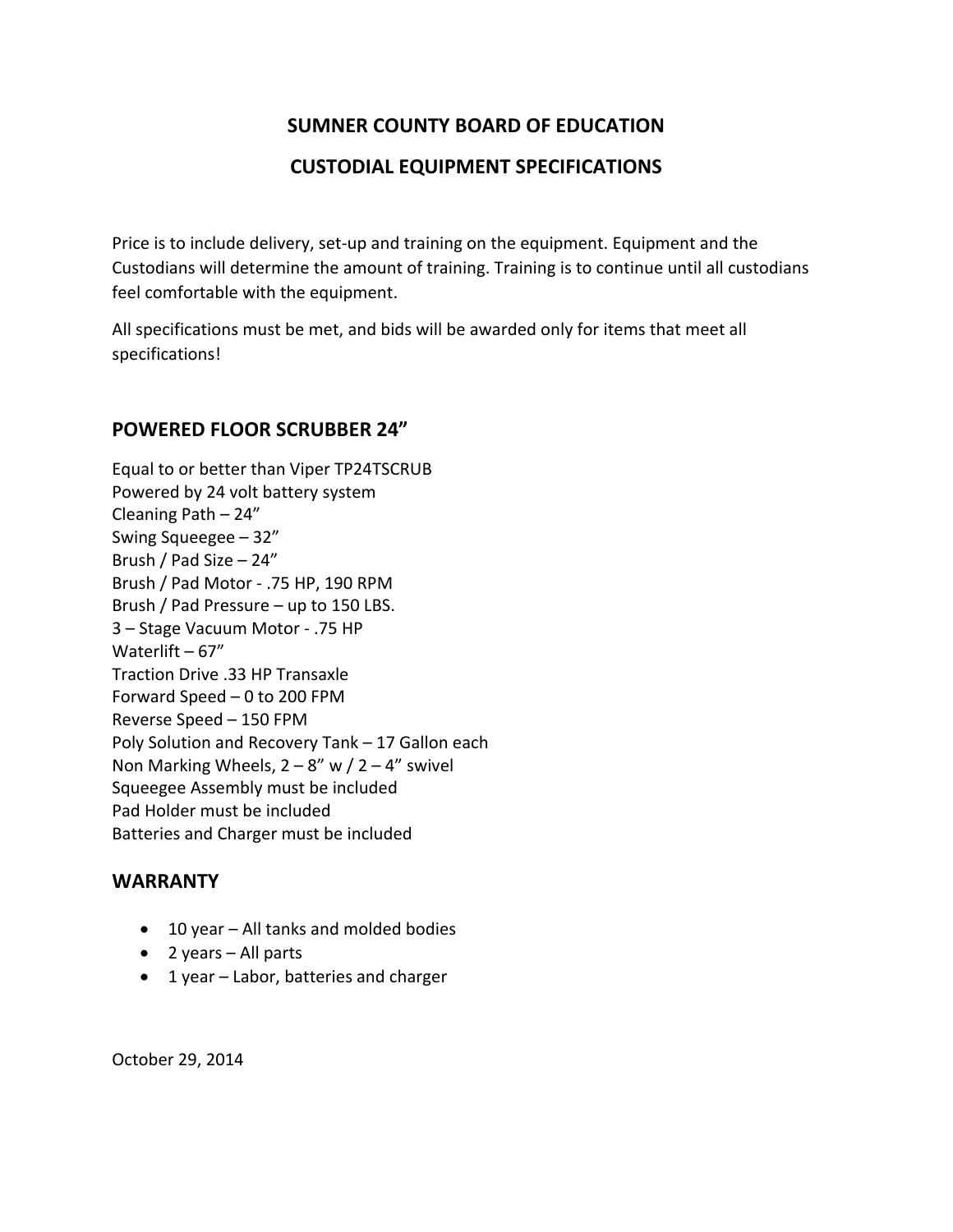# SUMNER COUNTY BOARD OF EDUCATION

# CUSTODIAL EQUIPMENT SPECIFICATIONS

Price is to include delivery, set-up and training on the equipment. Equipment and the Custodians will determine the amount of training. Training is to continue until all custodians feel comfortable with the equipment.

All specifications must be met, and bids will be awarded only for items that meet all specifications!

## POWERED FLOOR SCRUBBER 24"

Equal to or better than Viper TP24TSCRUB
Powered by 24 volt battery system
Cleaning Path – 24"
Swing Squeegee – 32"
Brush / Pad Size – 24"
Brush / Pad Motor - .75 HP, 190 RPM
Brush / Pad Pressure – up to 150 LBS.
3 – Stage Vacuum Motor - .75 HP
Waterlift – 67"
Traction Drive .33 HP Transaxle
Forward Speed – 0 to 200 FPM
Reverse Speed – 150 FPM
Poly Solution and Recovery Tank – 17 Gallon each
Non Marking Wheels, 2 – 8" w / 2 – 4" swivel
Squeegee Assembly must be included
Pad Holder must be included
Batteries and Charger must be included

## WARRANTY

- 10 year – All tanks and molded bodies
- 2 years – All parts
- 1 year – Labor, batteries and charger

October 29, 2014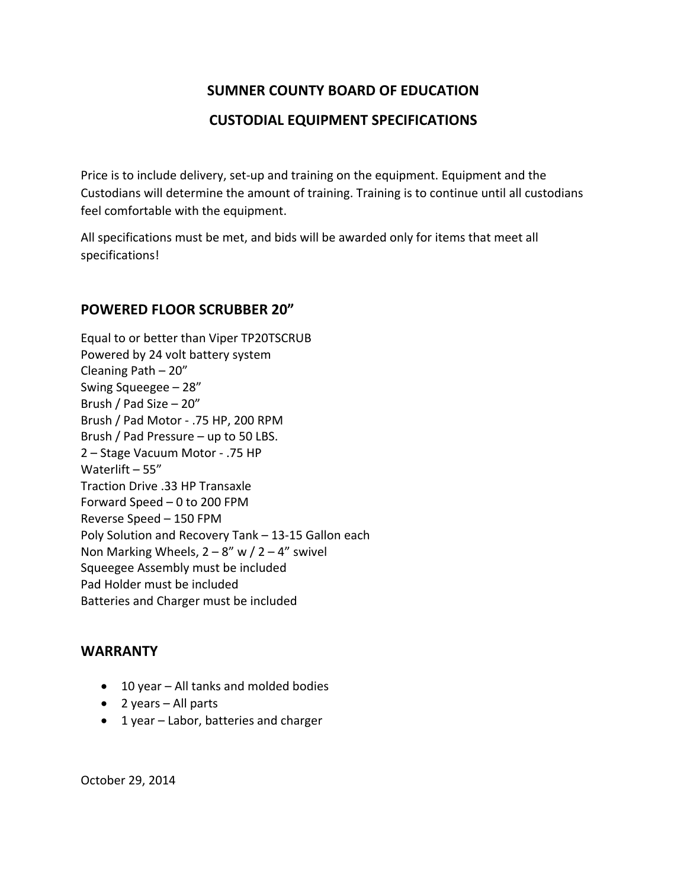# SUMNER COUNTY BOARD OF EDUCATION

# CUSTODIAL EQUIPMENT SPECIFICATIONS

Price is to include delivery, set-up and training on the equipment. Equipment and the Custodians will determine the amount of training. Training is to continue until all custodians feel comfortable with the equipment.

All specifications must be met, and bids will be awarded only for items that meet all specifications!

## POWERED FLOOR SCRUBBER 20"

Equal to or better than Viper TP20TSCRUB
Powered by 24 volt battery system
Cleaning Path – 20"
Swing Squeegee – 28"
Brush / Pad Size – 20"
Brush / Pad Motor - .75 HP, 200 RPM
Brush / Pad Pressure – up to 50 LBS.
2 – Stage Vacuum Motor - .75 HP
Waterlift – 55"
Traction Drive .33 HP Transaxle
Forward Speed – 0 to 200 FPM
Reverse Speed – 150 FPM
Poly Solution and Recovery Tank – 13-15 Gallon each
Non Marking Wheels, 2 – 8" w / 2 – 4" swivel
Squeegee Assembly must be included
Pad Holder must be included
Batteries and Charger must be included

## WARRANTY

- 10 year – All tanks and molded bodies
- 2 years – All parts
- 1 year – Labor, batteries and charger

October 29, 2014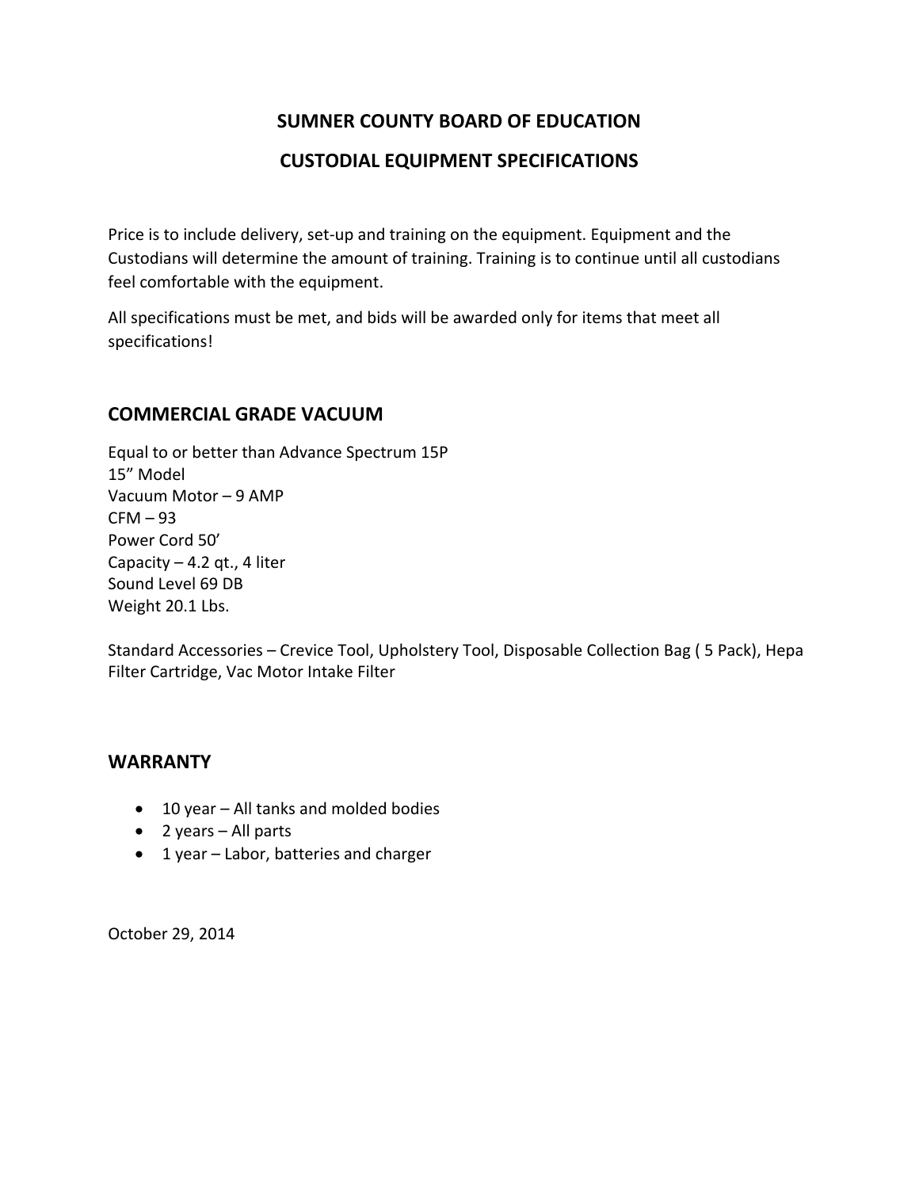**SUMNER COUNTY BOARD OF EDUCATION**

**CUSTODIAL EQUIPMENT SPECIFICATIONS**

Price is to include delivery, set-up and training on the equipment. Equipment and the Custodians will determine the amount of training. Training is to continue until all custodians feel comfortable with the equipment.

All specifications must be met, and bids will be awarded only for items that meet all specifications!

## COMMERCIAL GRADE VACUUM

Equal to or better than Advance Spectrum 15P
15" Model
Vacuum Motor – 9 AMP
CFM – 93
Power Cord 50'
Capacity – 4.2 qt., 4 liter
Sound Level 69 DB
Weight 20.1 Lbs.

Standard Accessories – Crevice Tool, Upholstery Tool, Disposable Collection Bag ( 5 Pack), Hepa Filter Cartridge, Vac Motor Intake Filter

## WARRANTY

- 10 year – All tanks and molded bodies
- 2 years – All parts
- 1 year – Labor, batteries and charger

October 29, 2014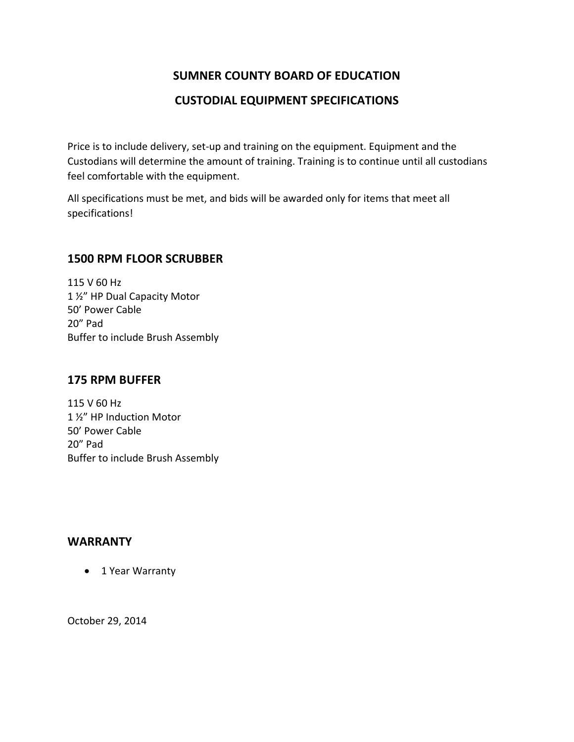## SUMNER COUNTY BOARD OF EDUCATION

## CUSTODIAL EQUIPMENT SPECIFICATIONS

Price is to include delivery, set-up and training on the equipment. Equipment and the Custodians will determine the amount of training. Training is to continue until all custodians feel comfortable with the equipment.

All specifications must be met, and bids will be awarded only for items that meet all specifications!

### 1500 RPM FLOOR SCRUBBER

115 V 60 Hz
1 ½" HP Dual Capacity Motor
50' Power Cable
20" Pad
Buffer to include Brush Assembly

### 175 RPM BUFFER

115 V 60 Hz
1 ½" HP Induction Motor
50' Power Cable
20" Pad
Buffer to include Brush Assembly

### WARRANTY

- 1 Year Warranty

October 29, 2014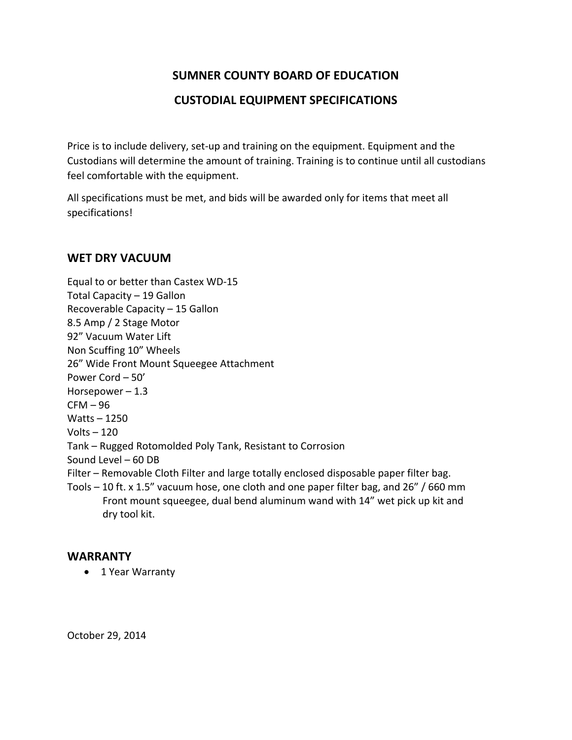# SUMNER COUNTY BOARD OF EDUCATION

# CUSTODIAL EQUIPMENT SPECIFICATIONS

Price is to include delivery, set-up and training on the equipment. Equipment and the Custodians will determine the amount of training. Training is to continue until all custodians feel comfortable with the equipment.

All specifications must be met, and bids will be awarded only for items that meet all specifications!

## WET DRY VACUUM

Equal to or better than Castex WD-15
Total Capacity – 19 Gallon
Recoverable Capacity – 15 Gallon
8.5 Amp / 2 Stage Motor
92" Vacuum Water Lift
Non Scuffing 10" Wheels
26" Wide Front Mount Squeegee Attachment
Power Cord – 50'
Horsepower – 1.3
CFM – 96
Watts – 1250
Volts – 120
Tank – Rugged Rotomolded Poly Tank, Resistant to Corrosion
Sound Level – 60 DB
Filter – Removable Cloth Filter and large totally enclosed disposable paper filter bag.
Tools – 10 ft. x 1.5" vacuum hose, one cloth and one paper filter bag, and 26" / 660 mm Front mount squeegee, dual bend aluminum wand with 14" wet pick up kit and dry tool kit.

## WARRANTY

- 1 Year Warranty

October 29, 2014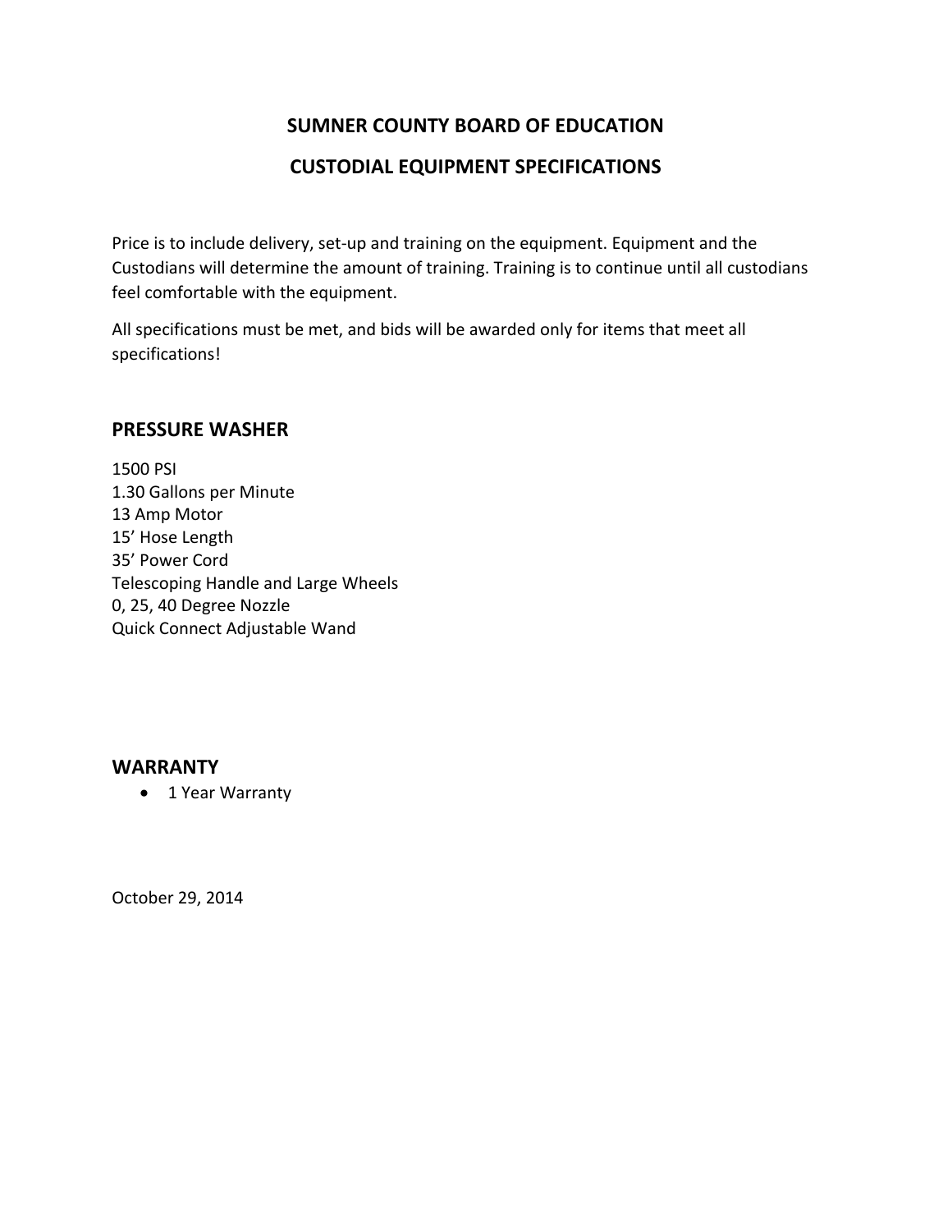# SUMNER COUNTY BOARD OF EDUCATION

# CUSTODIAL EQUIPMENT SPECIFICATIONS

Price is to include delivery, set-up and training on the equipment. Equipment and the Custodians will determine the amount of training. Training is to continue until all custodians feel comfortable with the equipment.

All specifications must be met, and bids will be awarded only for items that meet all specifications!

## PRESSURE WASHER

1500 PSI
1.30 Gallons per Minute
13 Amp Motor
15' Hose Length
35' Power Cord
Telescoping Handle and Large Wheels
0, 25, 40 Degree Nozzle
Quick Connect Adjustable Wand

## WARRANTY

- 1 Year Warranty

October 29, 2014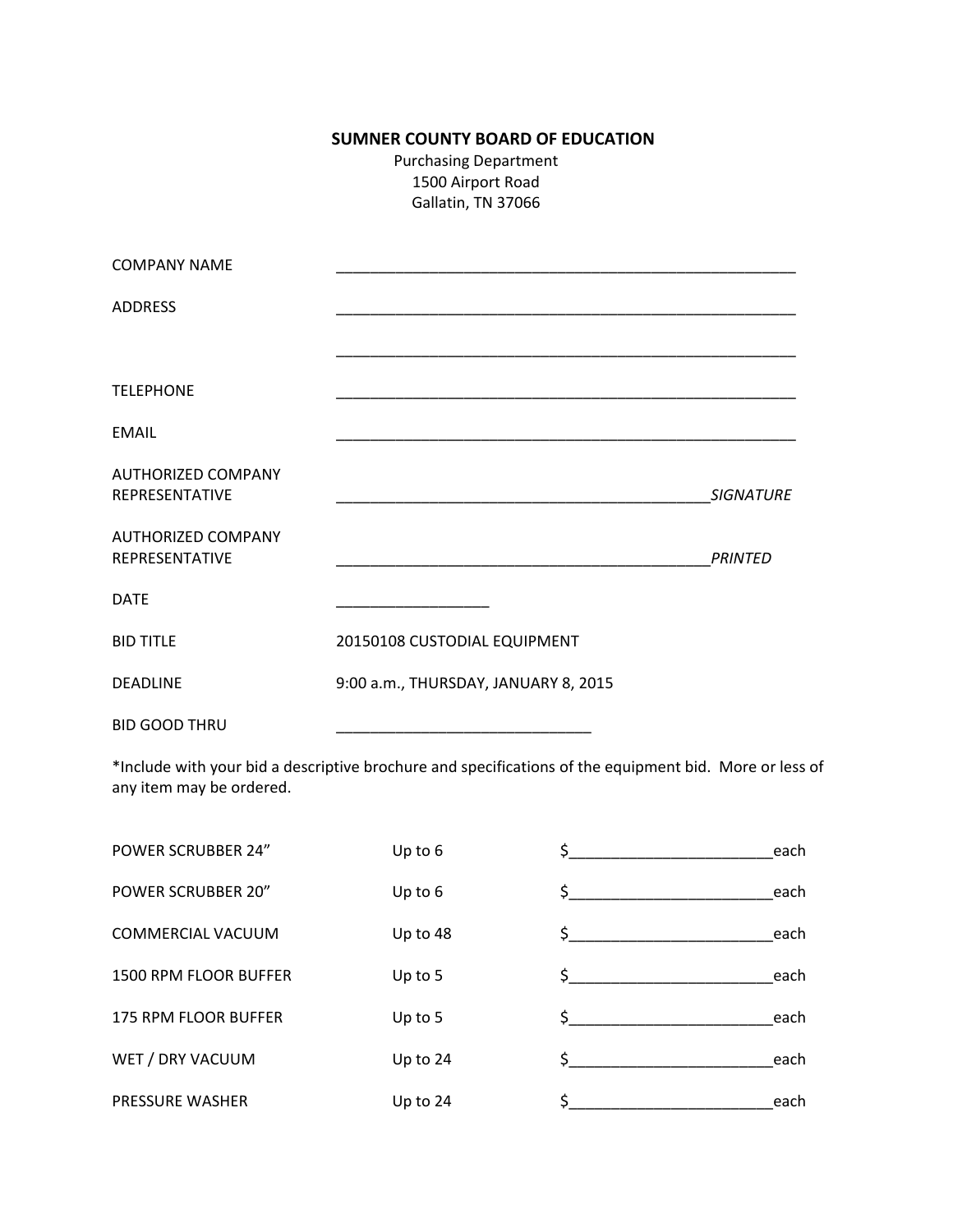**SUMNER COUNTY BOARD OF EDUCATION**

Purchasing Department
1500 Airport Road
Gallatin, TN 37066

| | |
|---|---|
| COMPANY NAME | ______________________________________________________ |
| ADDRESS | ______________________________________________________ |
| | ______________________________________________________ |
| TELEPHONE | ______________________________________________________ |
| EMAIL | ______________________________________________________ |
| AUTHORIZED COMPANY REPRESENTATIVE | ___________________________________________ *SIGNATURE* |
| AUTHORIZED COMPANY REPRESENTATIVE | ___________________________________________ *PRINTED* |
| DATE | _________________ |
| BID TITLE | 20150108 CUSTODIAL EQUIPMENT |
| DEADLINE | 9:00 a.m., THURSDAY, JANUARY 8, 2015 |
| BID GOOD THRU | _____________________________ |

*Include with your bid a descriptive brochure and specifications of the equipment bid. More or less of any item may be ordered.

| | | |
|---|---|---|
| POWER SCRUBBER 24" | Up to 6 | $______________________ each |
| POWER SCRUBBER 20" | Up to 6 | $______________________ each |
| COMMERCIAL VACUUM | Up to 48 | $______________________ each |
| 1500 RPM FLOOR BUFFER | Up to 5 | $______________________ each |
| 175 RPM FLOOR BUFFER | Up to 5 | $______________________ each |
| WET / DRY VACUUM | Up to 24 | $______________________ each |
| PRESSURE WASHER | Up to 24 | $______________________ each |